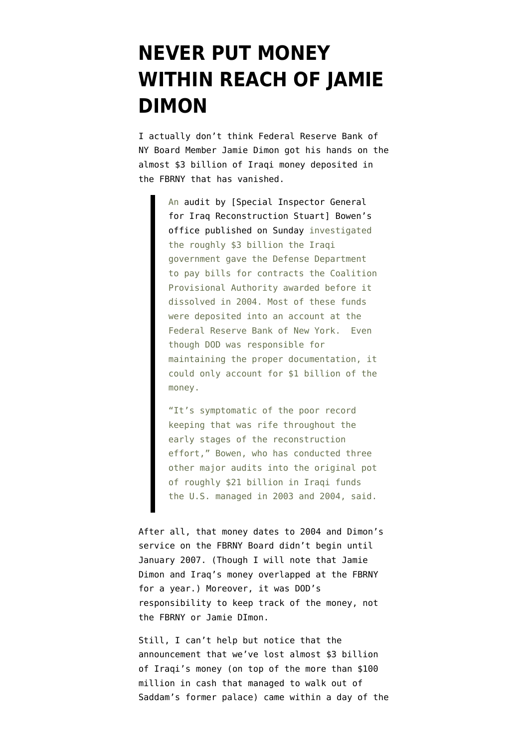# NEVER PUT MONEY WITHIN REACH OF JAMIE DIMON

I actually don't think Federal Reserve Bank of NY Board Member Jamie Dimon got his hands on the almost $3 billion of Iraqi money deposited in the FBRNY that has vanished.

> An audit by [Special Inspector General for Iraq Reconstruction Stuart] Bowen's office published on Sunday investigated the roughly $3 billion the Iraqi government gave the Defense Department to pay bills for contracts the Coalition Provisional Authority awarded before it dissolved in 2004. Most of these funds were deposited into an account at the Federal Reserve Bank of New York. Even though DOD was responsible for maintaining the proper documentation, it could only account for $1 billion of the money.
>
> "It's symptomatic of the poor record keeping that was rife throughout the early stages of the reconstruction effort," Bowen, who has conducted three other major audits into the original pot of roughly $21 billion in Iraqi funds the U.S. managed in 2003 and 2004, said.

After all, that money dates to 2004 and Dimon's service on the FBRNY Board didn't begin until January 2007. (Though I will note that Jamie Dimon and Iraq's money overlapped at the FBRNY for a year.) Moreover, it was DOD's responsibility to keep track of the money, not the FBRNY or Jamie DImon.

Still, I can't help but notice that the announcement that we've lost almost $3 billion of Iraqi's money (on top of the more than $100 million in cash that managed to walk out of Saddam's former palace) came within a day of the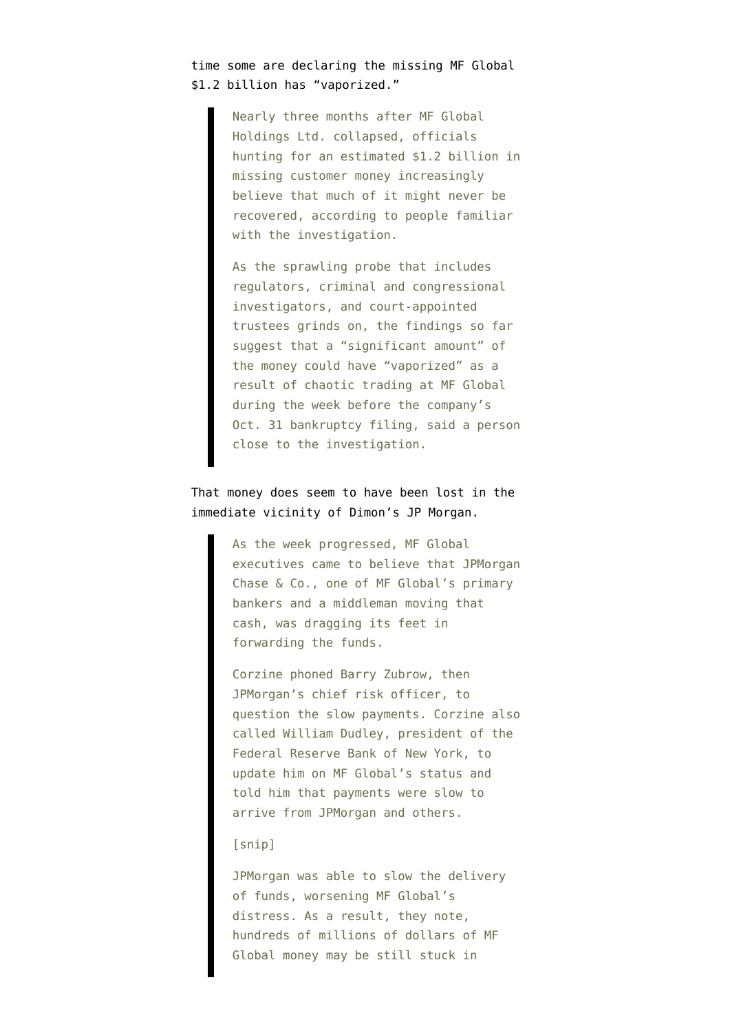time some are declaring the missing MF Global $1.2 billion has "vaporized."

> Nearly three months after MF Global Holdings Ltd. collapsed, officials hunting for an estimated $1.2 billion in missing customer money increasingly believe that much of it might never be recovered, according to people familiar with the investigation.
>
> As the sprawling probe that includes regulators, criminal and congressional investigators, and court-appointed trustees grinds on, the findings so far suggest that a "significant amount" of the money could have "vaporized" as a result of chaotic trading at MF Global during the week before the company's Oct. 31 bankruptcy filing, said a person close to the investigation.

That money does seem to have been lost in the immediate vicinity of Dimon's JP Morgan.

> As the week progressed, MF Global executives came to believe that JPMorgan Chase & Co., one of MF Global's primary bankers and a middleman moving that cash, was dragging its feet in forwarding the funds.
>
> Corzine phoned Barry Zubrow, then JPMorgan's chief risk officer, to question the slow payments. Corzine also called William Dudley, president of the Federal Reserve Bank of New York, to update him on MF Global's status and told him that payments were slow to arrive from JPMorgan and others.
>
> [snip]
>
> JPMorgan was able to slow the delivery of funds, worsening MF Global's distress. As a result, they note, hundreds of millions of dollars of MF Global money may be still stuck in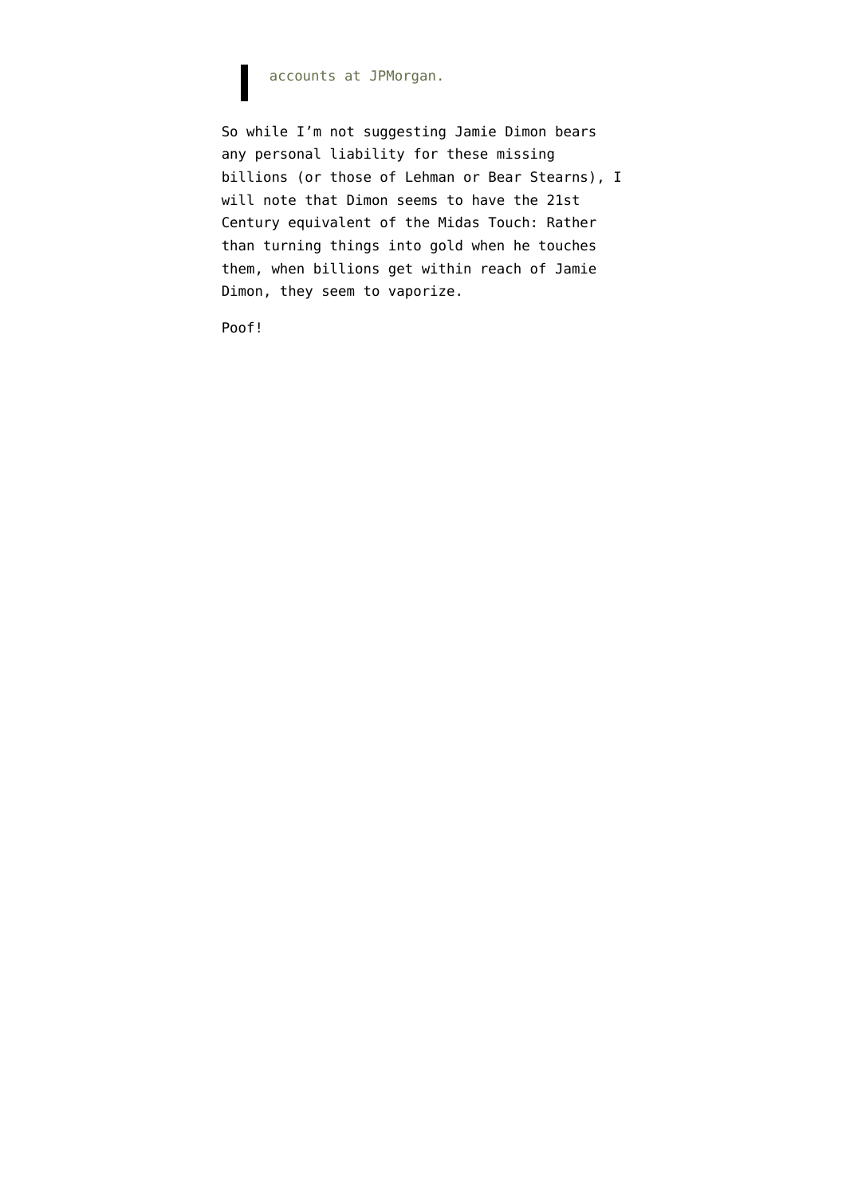> accounts at JPMorgan.

So while I'm not suggesting Jamie Dimon bears any personal liability for these missing billions (or those of Lehman or Bear Stearns), I will note that Dimon seems to have the 21st Century equivalent of the Midas Touch: Rather than turning things into gold when he touches them, when billions get within reach of Jamie Dimon, they seem to vaporize.

Poof!